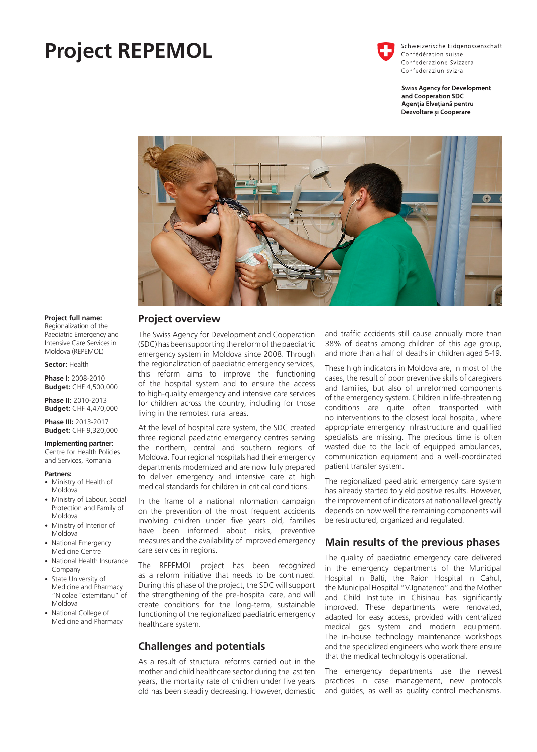# Project REPEMOL

Schweizerische Eidgenossenschaft
Confédération suisse
Confederazione Svizzera
Confederaziun svizra

**Swiss Agency for Development and Cooperation SDC**
**Agenția Elvețiană pentru Dezvoltare și Cooperare**

**Project full name:** Regionalization of the Paediatric Emergency and Intensive Care Services in Moldova (REPEMOL)

**Sector:** Health

**Phase I:** 2008-2010
**Budget:** CHF 4,500,000

**Phase II:** 2010-2013
**Budget:** CHF 4,470,000

**Phase III:** 2013-2017
**Budget:** CHF 9,320,000

**Implementing partner:** Centre for Health Policies and Services, Romania

**Partners:**

- Ministry of Health of Moldova
- Ministry of Labour, Social Protection and Family of Moldova
- Ministry of Interior of Moldova
- National Emergency Medicine Centre
- National Health Insurance Company
- State University of Medicine and Pharmacy "Nicolae Testemitanu" of Moldova
- National College of Medicine and Pharmacy

## Project overview

The Swiss Agency for Development and Cooperation (SDC) has been supporting the reform of the paediatric emergency system in Moldova since 2008. Through the regionalization of paediatric emergency services, this reform aims to improve the functioning of the hospital system and to ensure the access to high-quality emergency and intensive care services for children across the country, including for those living in the remotest rural areas.

At the level of hospital care system, the SDC created three regional paediatric emergency centres serving the northern, central and southern regions of Moldova. Four regional hospitals had their emergency departments modernized and are now fully prepared to deliver emergency and intensive care at high medical standards for children in critical conditions.

In the frame of a national information campaign on the prevention of the most frequent accidents involving children under five years old, families have been informed about risks, preventive measures and the availability of improved emergency care services in regions.

The REPEMOL project has been recognized as a reform initiative that needs to be continued. During this phase of the project, the SDC will support the strengthening of the pre-hospital care, and will create conditions for the long-term, sustainable functioning of the regionalized paediatric emergency healthcare system.

## Challenges and potentials

As a result of structural reforms carried out in the mother and child healthcare sector during the last ten years, the mortality rate of children under five years old has been steadily decreasing. However, domestic and traffic accidents still cause annually more than 38% of deaths among children of this age group, and more than a half of deaths in children aged 5-19.

These high indicators in Moldova are, in most of the cases, the result of poor preventive skills of caregivers and families, but also of unreformed components of the emergency system. Children in life-threatening conditions are quite often transported with no interventions to the closest local hospital, where appropriate emergency infrastructure and qualified specialists are missing. The precious time is often wasted due to the lack of equipped ambulances, communication equipment and a well-coordinated patient transfer system.

The regionalized paediatric emergency care system has already started to yield positive results. However, the improvement of indicators at national level greatly depends on how well the remaining components will be restructured, organized and regulated.

## Main results of the previous phases

The quality of paediatric emergency care delivered in the emergency departments of the Municipal Hospital in Balti, the Raion Hospital in Cahul, the Municipal Hospital "V.Ignatenco" and the Mother and Child Institute in Chisinau has significantly improved. These departments were renovated, adapted for easy access, provided with centralized medical gas system and modern equipment. The in-house technology maintenance workshops and the specialized engineers who work there ensure that the medical technology is operational.

The emergency departments use the newest practices in case management, new protocols and guides, as well as quality control mechanisms.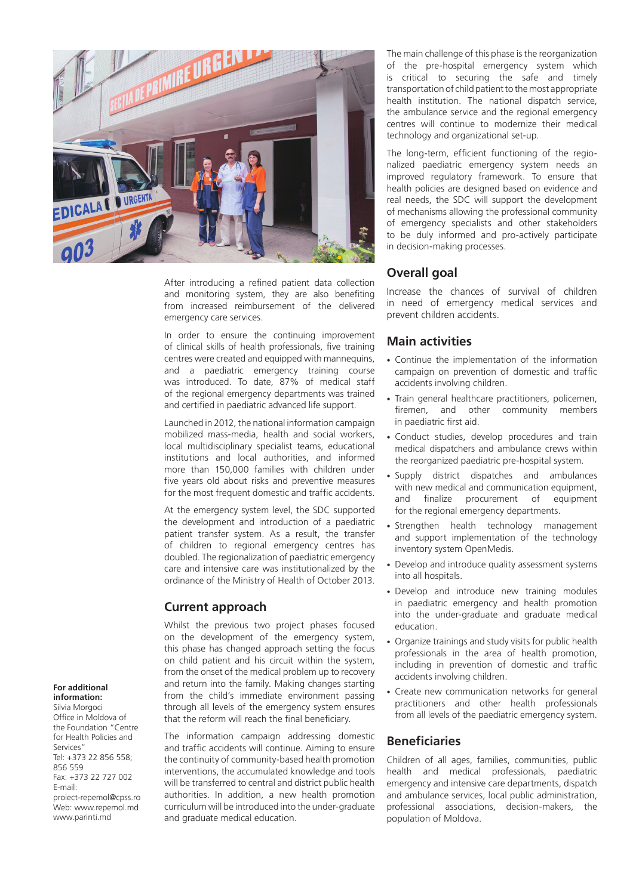After introducing a refined patient data collection and monitoring system, they are also benefiting from increased reimbursement of the delivered emergency care services.

In order to ensure the continuing improvement of clinical skills of health professionals, five training centres were created and equipped with mannequins, and a paediatric emergency training course was introduced. To date, 87% of medical staff of the regional emergency departments was trained and certified in paediatric advanced life support.

Launched in 2012, the national information campaign mobilized mass-media, health and social workers, local multidisciplinary specialist teams, educational institutions and local authorities, and informed more than 150,000 families with children under five years old about risks and preventive measures for the most frequent domestic and traffic accidents.

At the emergency system level, the SDC supported the development and introduction of a paediatric patient transfer system. As a result, the transfer of children to regional emergency centres has doubled. The regionalization of paediatric emergency care and intensive care was institutionalized by the ordinance of the Ministry of Health of October 2013.

## Current approach

Whilst the previous two project phases focused on the development of the emergency system, this phase has changed approach setting the focus on child patient and his circuit within the system, from the onset of the medical problem up to recovery and return into the family. Making changes starting from the child's immediate environment passing through all levels of the emergency system ensures that the reform will reach the final beneficiary.

The information campaign addressing domestic and traffic accidents will continue. Aiming to ensure the continuity of community-based health promotion interventions, the accumulated knowledge and tools will be transferred to central and district public health authorities. In addition, a new health promotion curriculum will be introduced into the under-graduate and graduate medical education.

The main challenge of this phase is the reorganization of the pre-hospital emergency system which is critical to securing the safe and timely transportation of child patient to the most appropriate health institution. The national dispatch service, the ambulance service and the regional emergency centres will continue to modernize their medical technology and organizational set-up.

The long-term, efficient functioning of the regionalized paediatric emergency system needs an improved regulatory framework. To ensure that health policies are designed based on evidence and real needs, the SDC will support the development of mechanisms allowing the professional community of emergency specialists and other stakeholders to be duly informed and pro-actively participate in decision-making processes.

## Overall goal

Increase the chances of survival of children in need of emergency medical services and prevent children accidents.

## Main activities

- Continue the implementation of the information campaign on prevention of domestic and traffic accidents involving children.
- Train general healthcare practitioners, policemen, firemen, and other community members in paediatric first aid.
- Conduct studies, develop procedures and train medical dispatchers and ambulance crews within the reorganized paediatric pre-hospital system.
- Supply district dispatches and ambulances with new medical and communication equipment, and finalize procurement of equipment for the regional emergency departments.
- Strengthen health technology management and support implementation of the technology inventory system OpenMedis.
- Develop and introduce quality assessment systems into all hospitals.
- Develop and introduce new training modules in paediatric emergency and health promotion into the under-graduate and graduate medical education.
- Organize trainings and study visits for public health professionals in the area of health promotion, including in prevention of domestic and traffic accidents involving children.
- Create new communication networks for general practitioners and other health professionals from all levels of the paediatric emergency system.

## Beneficiaries

Children of all ages, families, communities, public health and medical professionals, paediatric emergency and intensive care departments, dispatch and ambulance services, local public administration, professional associations, decision-makers, the population of Moldova.

**For additional information:**
Silvia Morgoci
Office in Moldova of the Foundation "Centre for Health Policies and Services"
Tel: +373 22 856 558; 856 559
Fax: +373 22 727 002
E-mail: proiect-repemol@cpss.ro
Web: www.repemol.md
www.parinti.md